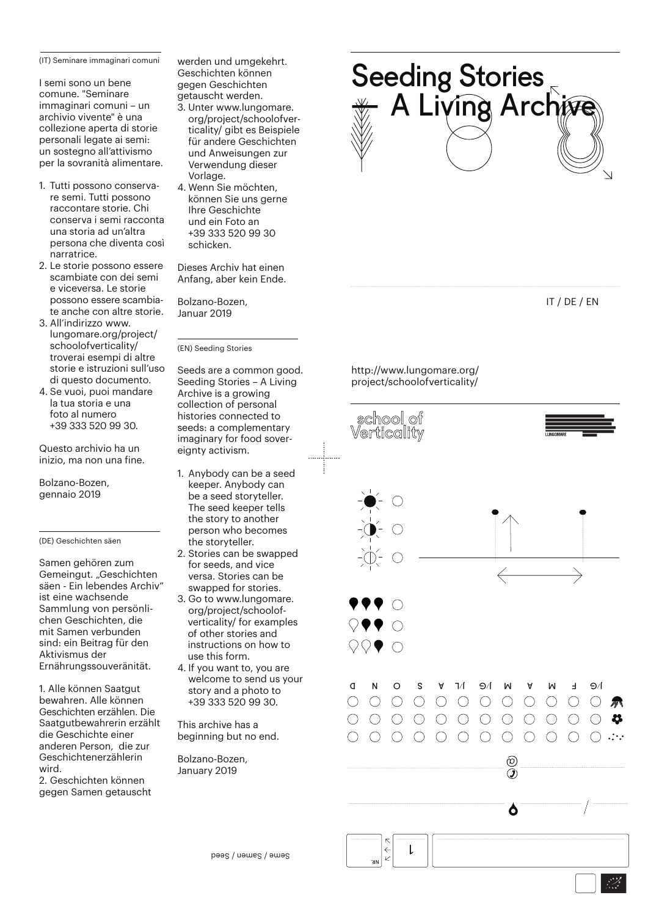(IT) Seminare immaginari comuni

I semi sono un bene comune. "Seminare immaginari comuni – un archivio vivente" è una collezione aperta di storie personali legate ai semi: un sostegno all'attivismo per la sovranità alimentare.

1. Tutti possono conservare semi. Tutti possono raccontare storie. Chi conserva i semi racconta una storia ad un'altra persona che diventa così narratrice.
2. Le storie possono essere scambiate con dei semi e viceversa. Le storie possono essere scambiate anche con altre storie.
3. All'indirizzo www.lungomare.org/project/schoolofverticality/ troverai esempi di altre storie e istruzioni sull'uso di questo documento.
4. Se vuoi, puoi mandare la tua storia e una foto al numero +39 333 520 99 30.

Questo archivio ha un inizio, ma non una fine.

Bolzano-Bozen, gennaio 2019

(DE) Geschichten säen

Samen gehören zum Gemeingut. „Geschichten säen - Ein lebendes Archiv" ist eine wachsende Sammlung von persönlichen Geschichten, die mit Samen verbunden sind: ein Beitrag für den Aktivismus der Ernährungssouveränität.

1. Alle können Saatgut bewahren. Alle können Geschichten erzählen. Die Saatgutbewahrerin erzählt die Geschichte einer anderen Person, die zur Geschichtenerzählerin wird.
2. Geschichten können gegen Samen getauscht werden und umgekehrt. Geschichten können gegen Geschichten getauscht werden.
3. Unter www.lungomare.org/project/schoolofverticality/ gibt es Beispiele für andere Geschichten und Anweisungen zur Verwendung dieser Vorlage.
4. Wenn Sie möchten, können Sie uns gerne Ihre Geschichte und ein Foto an +39 333 520 99 30 schicken.

Dieses Archiv hat einen Anfang, aber kein Ende.

Bolzano-Bozen, Januar 2019

(EN) Seeding Stories

Seeds are a common good. Seeding Stories – A Living Archive is a growing collection of personal histories connected to seeds: a complementary imaginary for food sovereignty activism.

1. Anybody can be a seed keeper. Anybody can be a seed storyteller. The seed keeper tells the story to another person who becomes the storyteller.
2. Stories can be swapped for seeds, and vice versa. Stories can be swapped for stories.
3. Go to www.lungomare.org/project/schoolofverticality/ for examples of other stories and instructions on how to use this form.
4. If you want to, you are welcome to send us your story and a photo to +39 333 520 99 30.

This archive has a beginning but no end.

Bolzano-Bozen, January 2019

Seme / Samen / Seed

# Seeding Stories – A Living Archive

IT / DE / EN

http://www.lungomare.org/project/schoolofverticality/

school of Verticality

LUNGOMARE

| G/J | F | M | A | M | G/J | L/J | A | S | O | N | D |
|---|---|---|---|---|---|---|---|---|---|---|---|
| ○ | ○ | ○ | ○ | ○ | ○ | ○ | ○ | ○ | ○ | ○ | ○ |
| ○ | ○ | ○ | ○ | ○ | ○ | ○ | ○ | ○ | ○ | ○ | ○ |
| ○ | ○ | ○ | ○ | ○ | ○ | ○ | ○ | ○ | ○ | ○ | ○ |

@

NR. 1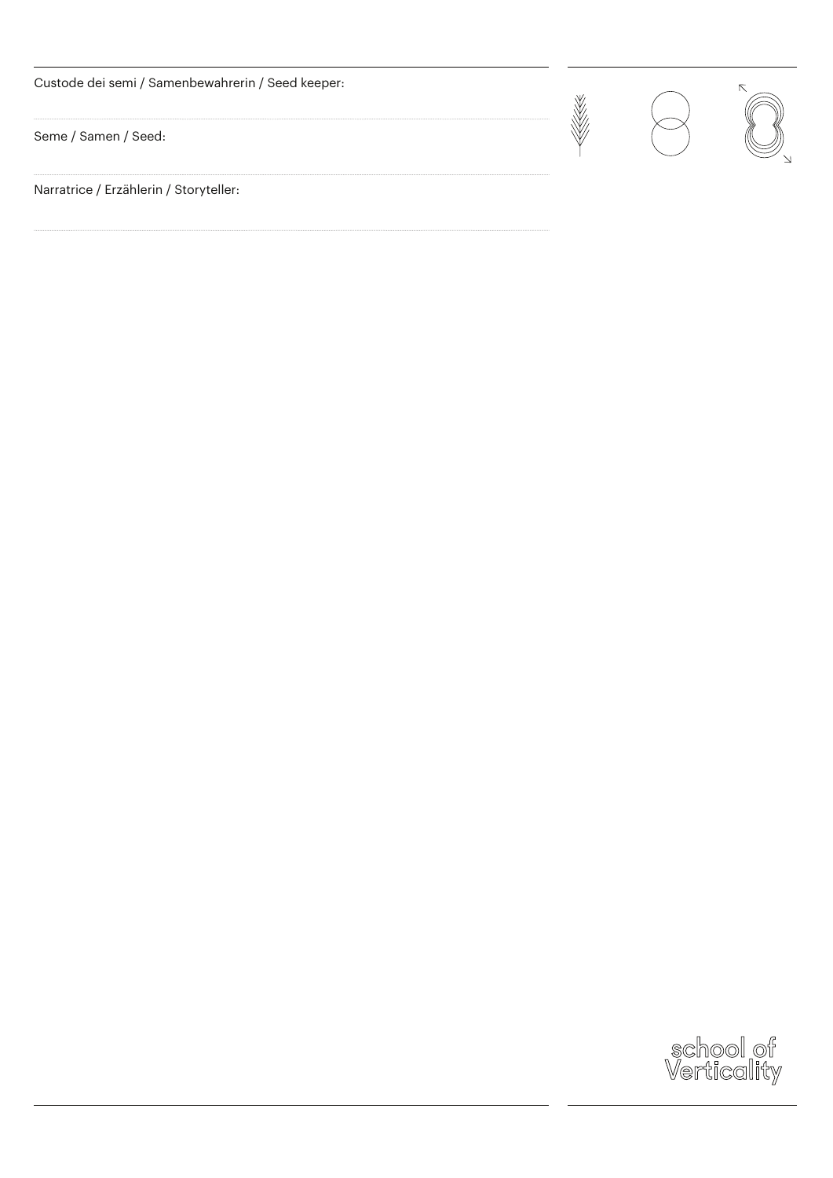Custode dei semi / Samenbewahrerin / Seed keeper:

Seme / Samen / Seed:

Narratrice / Erzählerin / Storyteller:

school of Verticality